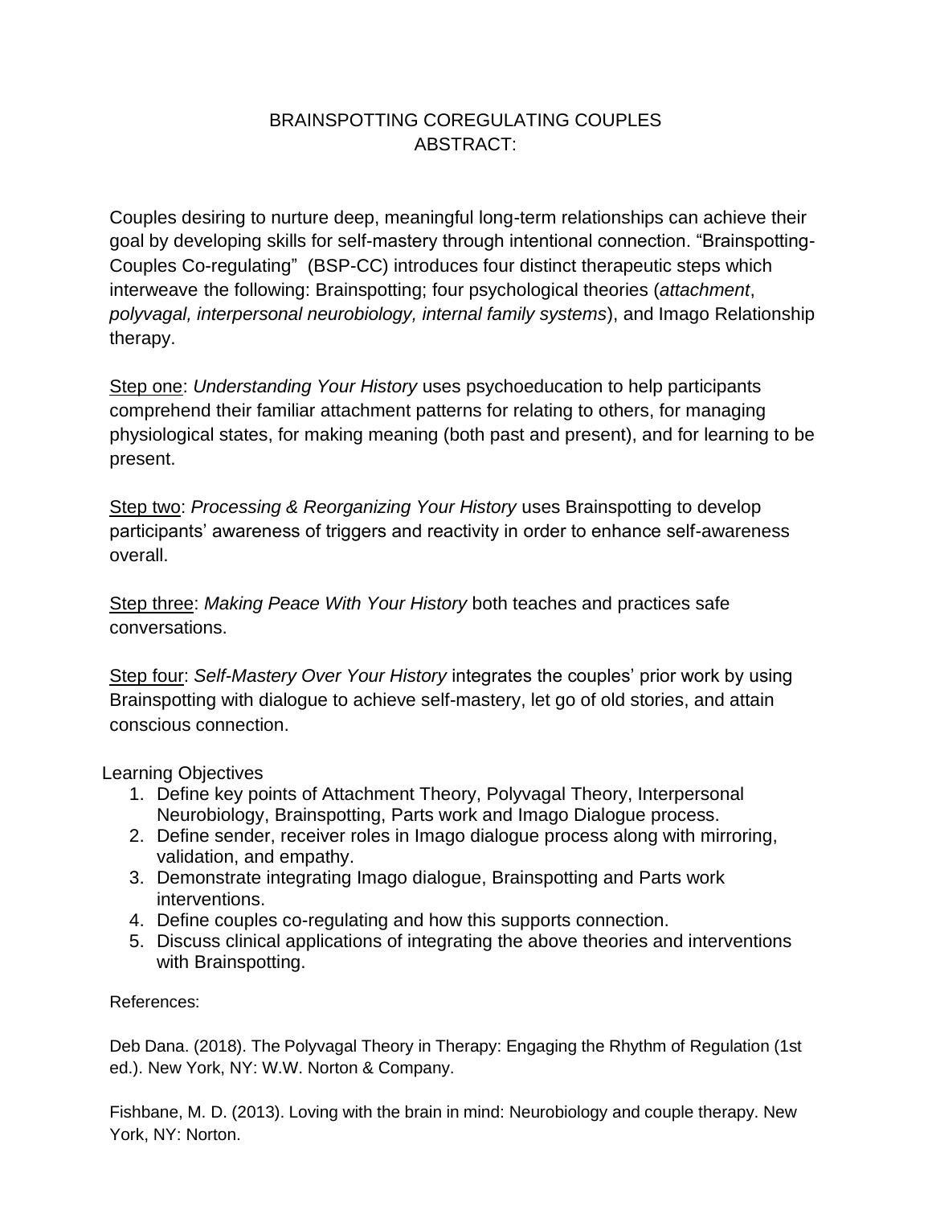# BRAINSPOTTING COREGULATING COUPLES
## ABSTRACT:

Couples desiring to nurture deep, meaningful long-term relationships can achieve their goal by developing skills for self-mastery through intentional connection. "Brainspotting-Couples Co-regulating" (BSP-CC) introduces four distinct therapeutic steps which interweave the following: Brainspotting; four psychological theories (*attachment*, *polyvagal, interpersonal neurobiology, internal family systems*), and Imago Relationship therapy.

Step one: *Understanding Your History* uses psychoeducation to help participants comprehend their familiar attachment patterns for relating to others, for managing physiological states, for making meaning (both past and present), and for learning to be present.

Step two: *Processing & Reorganizing Your History* uses Brainspotting to develop participants' awareness of triggers and reactivity in order to enhance self-awareness overall.

Step three: *Making Peace With Your History* both teaches and practices safe conversations.

Step four: *Self-Mastery Over Your History* integrates the couples' prior work by using Brainspotting with dialogue to achieve self-mastery, let go of old stories, and attain conscious connection.

Learning Objectives

1. Define key points of Attachment Theory, Polyvagal Theory, Interpersonal Neurobiology, Brainspotting, Parts work and Imago Dialogue process.
2. Define sender, receiver roles in Imago dialogue process along with mirroring, validation, and empathy.
3. Demonstrate integrating Imago dialogue, Brainspotting and Parts work interventions.
4. Define couples co-regulating and how this supports connection.
5. Discuss clinical applications of integrating the above theories and interventions with Brainspotting.

References:

Deb Dana. (2018). The Polyvagal Theory in Therapy: Engaging the Rhythm of Regulation (1st ed.). New York, NY: W.W. Norton & Company.

Fishbane, M. D. (2013). Loving with the brain in mind: Neurobiology and couple therapy. New York, NY: Norton.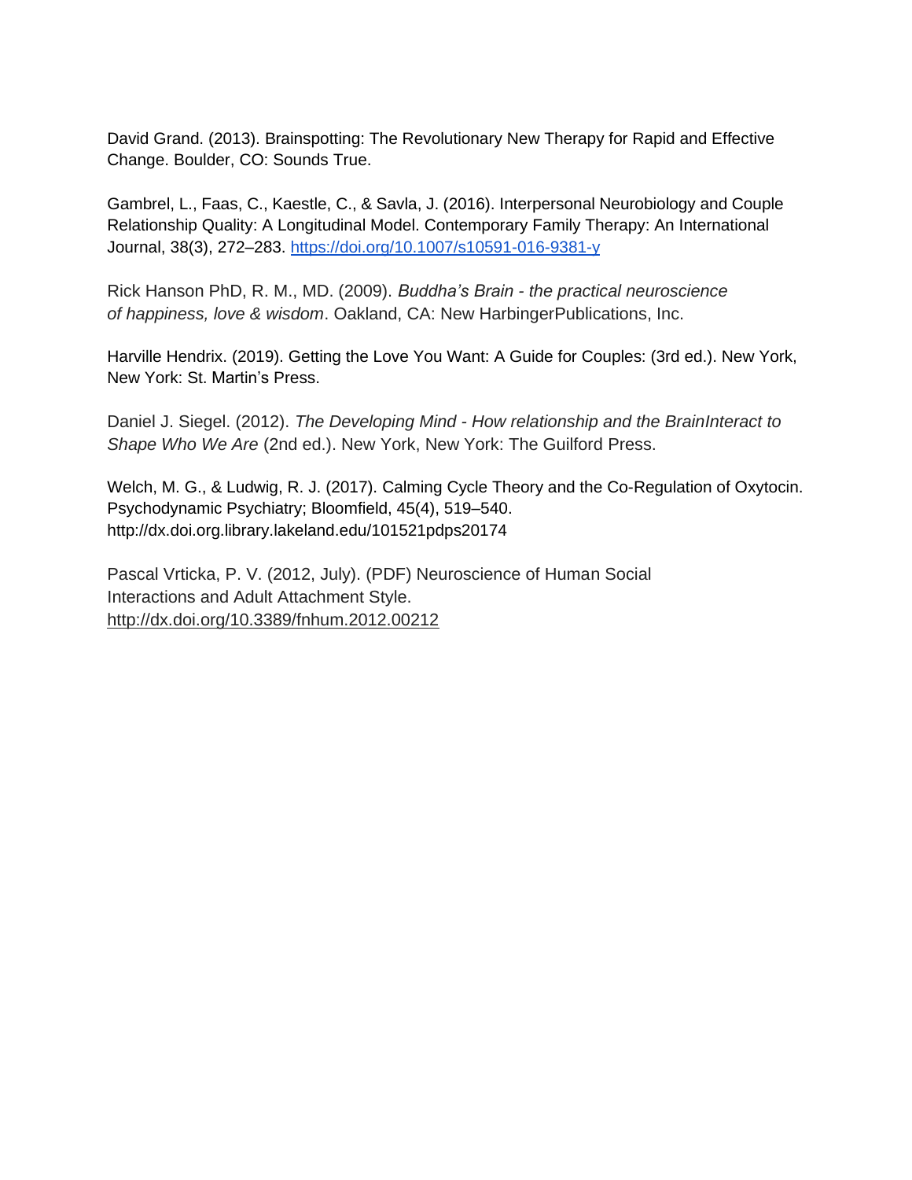David Grand. (2013). Brainspotting: The Revolutionary New Therapy for Rapid and Effective Change. Boulder, CO: Sounds True.

Gambrel, L., Faas, C., Kaestle, C., & Savla, J. (2016). Interpersonal Neurobiology and Couple Relationship Quality: A Longitudinal Model. Contemporary Family Therapy: An International Journal, 38(3), 272–283. https://doi.org/10.1007/s10591-016-9381-y

Rick Hanson PhD, R. M., MD. (2009). *Buddha's Brain - the practical neuroscience of happiness, love & wisdom*. Oakland, CA: New HarbingerPublications, Inc.

Harville Hendrix. (2019). Getting the Love You Want: A Guide for Couples: (3rd ed.). New York, New York: St. Martin's Press.

Daniel J. Siegel. (2012). *The Developing Mind - How relationship and the BrainInteract to Shape Who We Are* (2nd ed.). New York, New York: The Guilford Press.

Welch, M. G., & Ludwig, R. J. (2017). Calming Cycle Theory and the Co-Regulation of Oxytocin. Psychodynamic Psychiatry; Bloomfield, 45(4), 519–540. http://dx.doi.org.library.lakeland.edu/101521pdps20174

Pascal Vrticka, P. V. (2012, July). (PDF) Neuroscience of Human Social Interactions and Adult Attachment Style. http://dx.doi.org/10.3389/fnhum.2012.00212